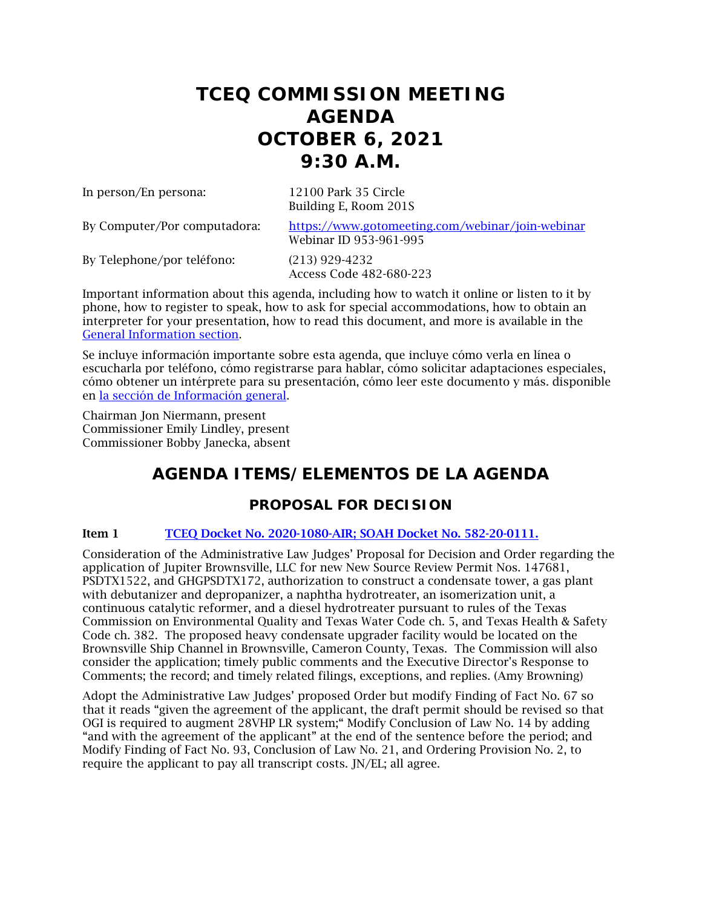# TCEQ COMMISSION MEETING AGENDA OCTOBER 6, 2021 9:30 A.M.

| | |
|---|---|
| In person/En persona: | 12100 Park 35 Circle<br>Building E, Room 201S |
| By Computer/Por computadora: | [https://www.gotomeeting.com/webinar/join-webinar](https://www.gotomeeting.com/webinar/join-webinar)<br>Webinar ID 953-961-995 |
| By Telephone/por teléfono: | (213) 929-4232<br>Access Code 482-680-223 |

Important information about this agenda, including how to watch it online or listen to it by phone, how to register to speak, how to ask for special accommodations, how to obtain an interpreter for your presentation, how to read this document, and more is available in the [General Information section](#).

Se incluye información importante sobre esta agenda, que incluye cómo verla en línea o escucharla por teléfono, cómo registrarse para hablar, cómo solicitar adaptaciones especiales, cómo obtener un intérprete para su presentación, cómo leer este documento y más. disponible en [la sección de Información general](#).

Chairman Jon Niermann, present
Commissioner Emily Lindley, present
Commissioner Bobby Janecka, absent

## AGENDA ITEMS/ELEMENTOS DE LA AGENDA

### PROPOSAL FOR DECISION

**Item 1** [TCEQ Docket No. 2020-1080-AIR; SOAH Docket No. 582-20-0111.](#)

Consideration of the Administrative Law Judges' Proposal for Decision and Order regarding the application of Jupiter Brownsville, LLC for new New Source Review Permit Nos. 147681, PSDTX1522, and GHGPSDTX172, authorization to construct a condensate tower, a gas plant with debutanizer and depropanizer, a naphtha hydrotreater, an isomerization unit, a continuous catalytic reformer, and a diesel hydrotreater pursuant to rules of the Texas Commission on Environmental Quality and Texas Water Code ch. 5, and Texas Health & Safety Code ch. 382. The proposed heavy condensate upgrader facility would be located on the Brownsville Ship Channel in Brownsville, Cameron County, Texas. The Commission will also consider the application; timely public comments and the Executive Director's Response to Comments; the record; and timely related filings, exceptions, and replies. (Amy Browning)

Adopt the Administrative Law Judges' proposed Order but modify Finding of Fact No. 67 so that it reads "given the agreement of the applicant, the draft permit should be revised so that OGI is required to augment 28VHP LR system;" Modify Conclusion of Law No. 14 by adding "and with the agreement of the applicant" at the end of the sentence before the period; and Modify Finding of Fact No. 93, Conclusion of Law No. 21, and Ordering Provision No. 2, to require the applicant to pay all transcript costs. JN/EL; all agree.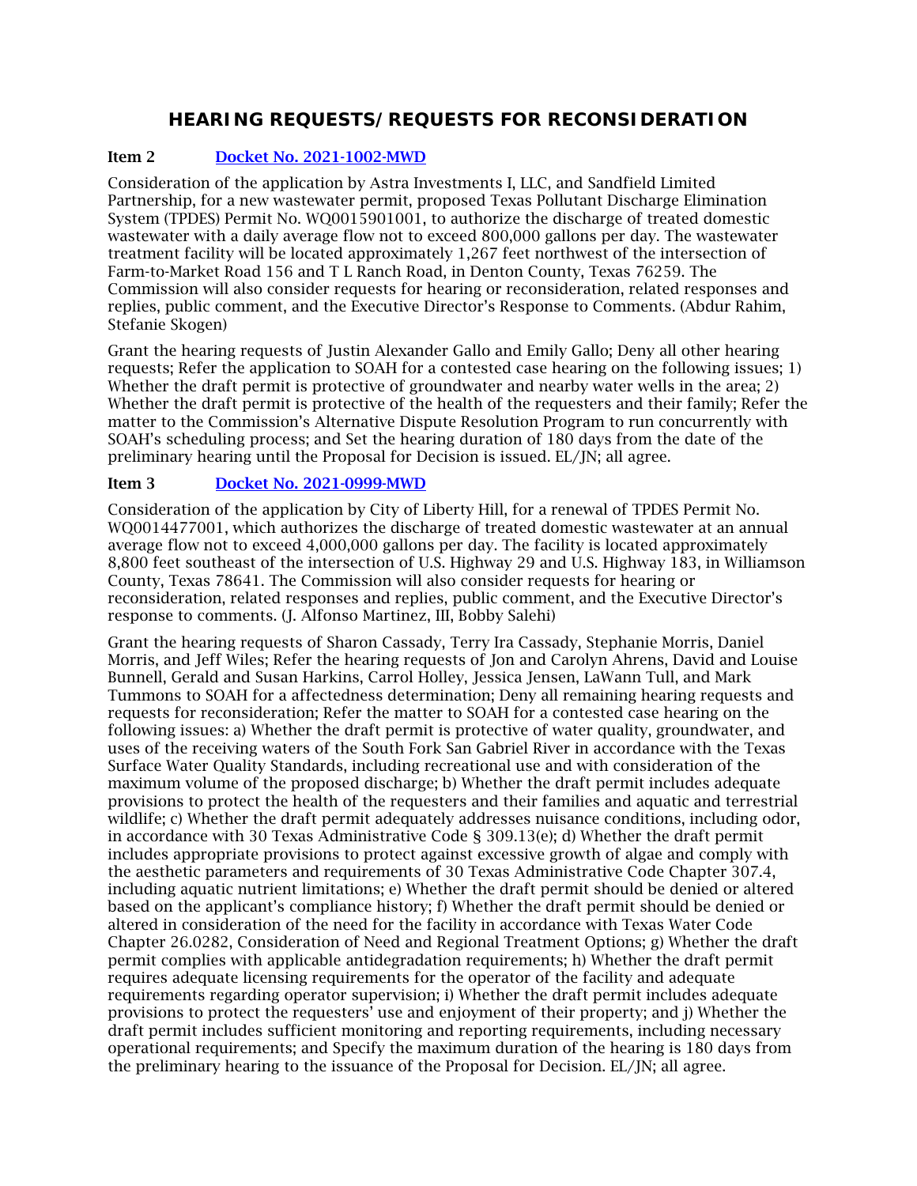## HEARING REQUESTS/REQUESTS FOR RECONSIDERATION

**Item 2** [Docket No. 2021-1002-MWD]

Consideration of the application by Astra Investments I, LLC, and Sandfield Limited Partnership, for a new wastewater permit, proposed Texas Pollutant Discharge Elimination System (TPDES) Permit No. WQ0015901001, to authorize the discharge of treated domestic wastewater with a daily average flow not to exceed 800,000 gallons per day. The wastewater treatment facility will be located approximately 1,267 feet northwest of the intersection of Farm-to-Market Road 156 and T L Ranch Road, in Denton County, Texas 76259. The Commission will also consider requests for hearing or reconsideration, related responses and replies, public comment, and the Executive Director's Response to Comments. (Abdur Rahim, Stefanie Skogen)

Grant the hearing requests of Justin Alexander Gallo and Emily Gallo; Deny all other hearing requests; Refer the application to SOAH for a contested case hearing on the following issues; 1) Whether the draft permit is protective of groundwater and nearby water wells in the area; 2) Whether the draft permit is protective of the health of the requesters and their family; Refer the matter to the Commission's Alternative Dispute Resolution Program to run concurrently with SOAH's scheduling process; and Set the hearing duration of 180 days from the date of the preliminary hearing until the Proposal for Decision is issued. EL/JN; all agree.

**Item 3** [Docket No. 2021-0999-MWD]

Consideration of the application by City of Liberty Hill, for a renewal of TPDES Permit No. WQ0014477001, which authorizes the discharge of treated domestic wastewater at an annual average flow not to exceed 4,000,000 gallons per day. The facility is located approximately 8,800 feet southeast of the intersection of U.S. Highway 29 and U.S. Highway 183, in Williamson County, Texas 78641. The Commission will also consider requests for hearing or reconsideration, related responses and replies, public comment, and the Executive Director's response to comments. (J. Alfonso Martinez, III, Bobby Salehi)

Grant the hearing requests of Sharon Cassady, Terry Ira Cassady, Stephanie Morris, Daniel Morris, and Jeff Wiles; Refer the hearing requests of Jon and Carolyn Ahrens, David and Louise Bunnell, Gerald and Susan Harkins, Carrol Holley, Jessica Jensen, LaWann Tull, and Mark Tummons to SOAH for a affectedness determination; Deny all remaining hearing requests and requests for reconsideration; Refer the matter to SOAH for a contested case hearing on the following issues: a) Whether the draft permit is protective of water quality, groundwater, and uses of the receiving waters of the South Fork San Gabriel River in accordance with the Texas Surface Water Quality Standards, including recreational use and with consideration of the maximum volume of the proposed discharge; b) Whether the draft permit includes adequate provisions to protect the health of the requesters and their families and aquatic and terrestrial wildlife; c) Whether the draft permit adequately addresses nuisance conditions, including odor, in accordance with 30 Texas Administrative Code § 309.13(e); d) Whether the draft permit includes appropriate provisions to protect against excessive growth of algae and comply with the aesthetic parameters and requirements of 30 Texas Administrative Code Chapter 307.4, including aquatic nutrient limitations; e) Whether the draft permit should be denied or altered based on the applicant's compliance history; f) Whether the draft permit should be denied or altered in consideration of the need for the facility in accordance with Texas Water Code Chapter 26.0282, Consideration of Need and Regional Treatment Options; g) Whether the draft permit complies with applicable antidegradation requirements; h) Whether the draft permit requires adequate licensing requirements for the operator of the facility and adequate requirements regarding operator supervision; i) Whether the draft permit includes adequate provisions to protect the requesters' use and enjoyment of their property; and j) Whether the draft permit includes sufficient monitoring and reporting requirements, including necessary operational requirements; and Specify the maximum duration of the hearing is 180 days from the preliminary hearing to the issuance of the Proposal for Decision. EL/JN; all agree.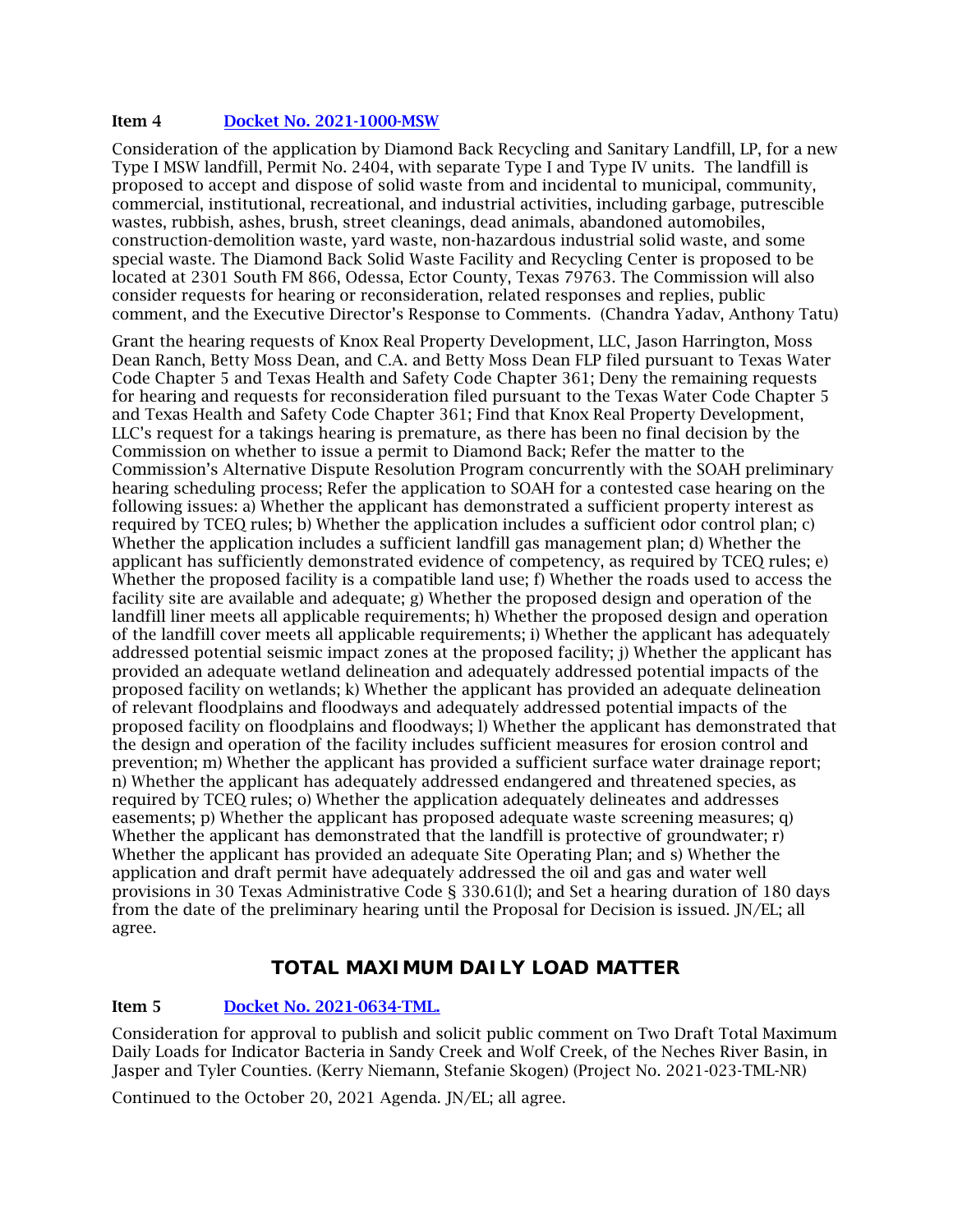**Item 4** **Docket No. 2021-1000-MSW**

Consideration of the application by Diamond Back Recycling and Sanitary Landfill, LP, for a new Type I MSW landfill, Permit No. 2404, with separate Type I and Type IV units. The landfill is proposed to accept and dispose of solid waste from and incidental to municipal, community, commercial, institutional, recreational, and industrial activities, including garbage, putrescible wastes, rubbish, ashes, brush, street cleanings, dead animals, abandoned automobiles, construction-demolition waste, yard waste, non-hazardous industrial solid waste, and some special waste. The Diamond Back Solid Waste Facility and Recycling Center is proposed to be located at 2301 South FM 866, Odessa, Ector County, Texas 79763. The Commission will also consider requests for hearing or reconsideration, related responses and replies, public comment, and the Executive Director's Response to Comments. (Chandra Yadav, Anthony Tatu)

Grant the hearing requests of Knox Real Property Development, LLC, Jason Harrington, Moss Dean Ranch, Betty Moss Dean, and C.A. and Betty Moss Dean FLP filed pursuant to Texas Water Code Chapter 5 and Texas Health and Safety Code Chapter 361; Deny the remaining requests for hearing and requests for reconsideration filed pursuant to the Texas Water Code Chapter 5 and Texas Health and Safety Code Chapter 361; Find that Knox Real Property Development, LLC's request for a takings hearing is premature, as there has been no final decision by the Commission on whether to issue a permit to Diamond Back; Refer the matter to the Commission's Alternative Dispute Resolution Program concurrently with the SOAH preliminary hearing scheduling process; Refer the application to SOAH for a contested case hearing on the following issues: a) Whether the applicant has demonstrated a sufficient property interest as required by TCEQ rules; b) Whether the application includes a sufficient odor control plan; c) Whether the application includes a sufficient landfill gas management plan; d) Whether the applicant has sufficiently demonstrated evidence of competency, as required by TCEQ rules; e) Whether the proposed facility is a compatible land use; f) Whether the roads used to access the facility site are available and adequate; g) Whether the proposed design and operation of the landfill liner meets all applicable requirements; h) Whether the proposed design and operation of the landfill cover meets all applicable requirements; i) Whether the applicant has adequately addressed potential seismic impact zones at the proposed facility; j) Whether the applicant has provided an adequate wetland delineation and adequately addressed potential impacts of the proposed facility on wetlands; k) Whether the applicant has provided an adequate delineation of relevant floodplains and floodways and adequately addressed potential impacts of the proposed facility on floodplains and floodways; l) Whether the applicant has demonstrated that the design and operation of the facility includes sufficient measures for erosion control and prevention; m) Whether the applicant has provided a sufficient surface water drainage report; n) Whether the applicant has adequately addressed endangered and threatened species, as required by TCEQ rules; o) Whether the application adequately delineates and addresses easements; p) Whether the applicant has proposed adequate waste screening measures; q) Whether the applicant has demonstrated that the landfill is protective of groundwater; r) Whether the applicant has provided an adequate Site Operating Plan; and s) Whether the application and draft permit have adequately addressed the oil and gas and water well provisions in 30 Texas Administrative Code § 330.61(l); and Set a hearing duration of 180 days from the date of the preliminary hearing until the Proposal for Decision is issued. JN/EL; all agree.

## TOTAL MAXIMUM DAILY LOAD MATTER

**Item 5** **Docket No. 2021-0634-TML.**

Consideration for approval to publish and solicit public comment on Two Draft Total Maximum Daily Loads for Indicator Bacteria in Sandy Creek and Wolf Creek, of the Neches River Basin, in Jasper and Tyler Counties. (Kerry Niemann, Stefanie Skogen) (Project No. 2021-023-TML-NR)

Continued to the October 20, 2021 Agenda. JN/EL; all agree.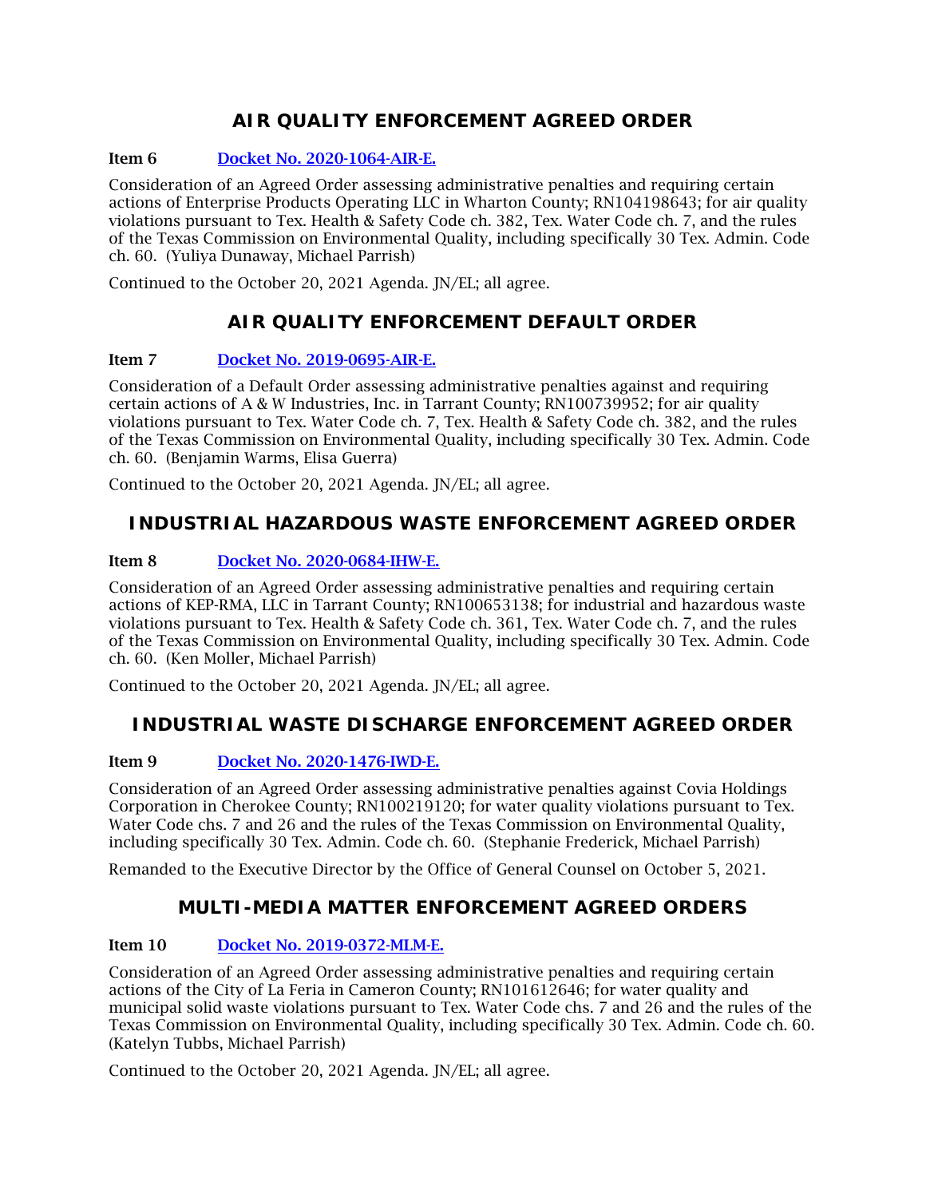## AIR QUALITY ENFORCEMENT AGREED ORDER

**Item 6** [Docket No. 2020-1064-AIR-E.]

Consideration of an Agreed Order assessing administrative penalties and requiring certain actions of Enterprise Products Operating LLC in Wharton County; RN104198643; for air quality violations pursuant to Tex. Health & Safety Code ch. 382, Tex. Water Code ch. 7, and the rules of the Texas Commission on Environmental Quality, including specifically 30 Tex. Admin. Code ch. 60. (Yuliya Dunaway, Michael Parrish)

Continued to the October 20, 2021 Agenda. JN/EL; all agree.

## AIR QUALITY ENFORCEMENT DEFAULT ORDER

**Item 7** [Docket No. 2019-0695-AIR-E.]

Consideration of a Default Order assessing administrative penalties against and requiring certain actions of A & W Industries, Inc. in Tarrant County; RN100739952; for air quality violations pursuant to Tex. Water Code ch. 7, Tex. Health & Safety Code ch. 382, and the rules of the Texas Commission on Environmental Quality, including specifically 30 Tex. Admin. Code ch. 60. (Benjamin Warms, Elisa Guerra)

Continued to the October 20, 2021 Agenda. JN/EL; all agree.

## INDUSTRIAL HAZARDOUS WASTE ENFORCEMENT AGREED ORDER

**Item 8** [Docket No. 2020-0684-IHW-E.]

Consideration of an Agreed Order assessing administrative penalties and requiring certain actions of KEP-RMA, LLC in Tarrant County; RN100653138; for industrial and hazardous waste violations pursuant to Tex. Health & Safety Code ch. 361, Tex. Water Code ch. 7, and the rules of the Texas Commission on Environmental Quality, including specifically 30 Tex. Admin. Code ch. 60. (Ken Moller, Michael Parrish)

Continued to the October 20, 2021 Agenda. JN/EL; all agree.

## INDUSTRIAL WASTE DISCHARGE ENFORCEMENT AGREED ORDER

**Item 9** [Docket No. 2020-1476-IWD-E.]

Consideration of an Agreed Order assessing administrative penalties against Covia Holdings Corporation in Cherokee County; RN100219120; for water quality violations pursuant to Tex. Water Code chs. 7 and 26 and the rules of the Texas Commission on Environmental Quality, including specifically 30 Tex. Admin. Code ch. 60. (Stephanie Frederick, Michael Parrish)

Remanded to the Executive Director by the Office of General Counsel on October 5, 2021.

## MULTI-MEDIA MATTER ENFORCEMENT AGREED ORDERS

**Item 10** [Docket No. 2019-0372-MLM-E.]

Consideration of an Agreed Order assessing administrative penalties and requiring certain actions of the City of La Feria in Cameron County; RN101612646; for water quality and municipal solid waste violations pursuant to Tex. Water Code chs. 7 and 26 and the rules of the Texas Commission on Environmental Quality, including specifically 30 Tex. Admin. Code ch. 60. (Katelyn Tubbs, Michael Parrish)

Continued to the October 20, 2021 Agenda. JN/EL; all agree.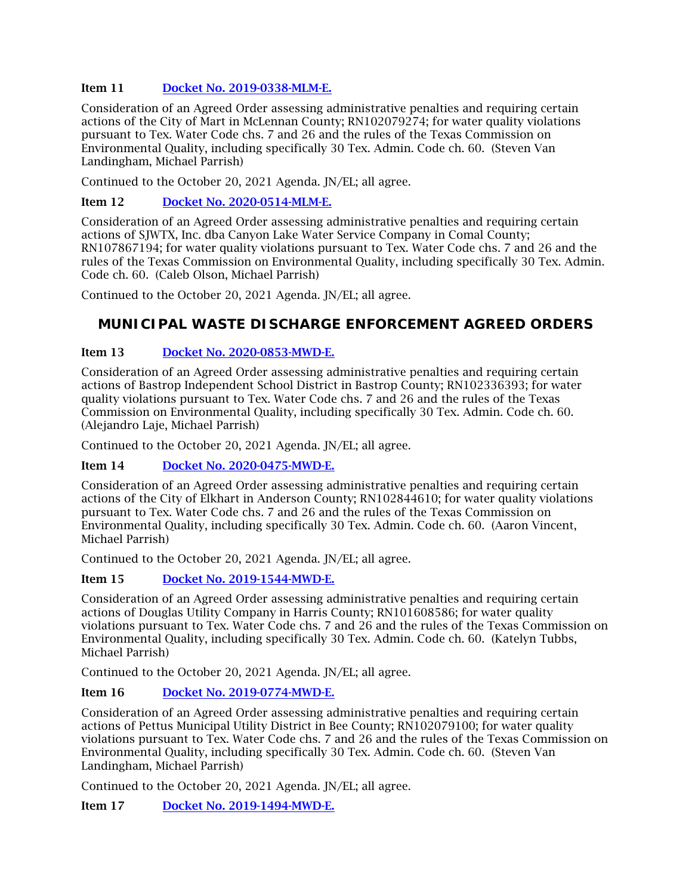**Item 11** [Docket No. 2019-0338-MLM-E.]

Consideration of an Agreed Order assessing administrative penalties and requiring certain actions of the City of Mart in McLennan County; RN102079274; for water quality violations pursuant to Tex. Water Code chs. 7 and 26 and the rules of the Texas Commission on Environmental Quality, including specifically 30 Tex. Admin. Code ch. 60. (Steven Van Landingham, Michael Parrish)

Continued to the October 20, 2021 Agenda. JN/EL; all agree.

**Item 12** [Docket No. 2020-0514-MLM-E.]

Consideration of an Agreed Order assessing administrative penalties and requiring certain actions of SJWTX, Inc. dba Canyon Lake Water Service Company in Comal County; RN107867194; for water quality violations pursuant to Tex. Water Code chs. 7 and 26 and the rules of the Texas Commission on Environmental Quality, including specifically 30 Tex. Admin. Code ch. 60. (Caleb Olson, Michael Parrish)

Continued to the October 20, 2021 Agenda. JN/EL; all agree.

## MUNICIPAL WASTE DISCHARGE ENFORCEMENT AGREED ORDERS

**Item 13** [Docket No. 2020-0853-MWD-E.]

Consideration of an Agreed Order assessing administrative penalties and requiring certain actions of Bastrop Independent School District in Bastrop County; RN102336393; for water quality violations pursuant to Tex. Water Code chs. 7 and 26 and the rules of the Texas Commission on Environmental Quality, including specifically 30 Tex. Admin. Code ch. 60. (Alejandro Laje, Michael Parrish)

Continued to the October 20, 2021 Agenda. JN/EL; all agree.

**Item 14** [Docket No. 2020-0475-MWD-E.]

Consideration of an Agreed Order assessing administrative penalties and requiring certain actions of the City of Elkhart in Anderson County; RN102844610; for water quality violations pursuant to Tex. Water Code chs. 7 and 26 and the rules of the Texas Commission on Environmental Quality, including specifically 30 Tex. Admin. Code ch. 60. (Aaron Vincent, Michael Parrish)

Continued to the October 20, 2021 Agenda. JN/EL; all agree.

**Item 15** [Docket No. 2019-1544-MWD-E.]

Consideration of an Agreed Order assessing administrative penalties and requiring certain actions of Douglas Utility Company in Harris County; RN101608586; for water quality violations pursuant to Tex. Water Code chs. 7 and 26 and the rules of the Texas Commission on Environmental Quality, including specifically 30 Tex. Admin. Code ch. 60. (Katelyn Tubbs, Michael Parrish)

Continued to the October 20, 2021 Agenda. JN/EL; all agree.

**Item 16** [Docket No. 2019-0774-MWD-E.]

Consideration of an Agreed Order assessing administrative penalties and requiring certain actions of Pettus Municipal Utility District in Bee County; RN102079100; for water quality violations pursuant to Tex. Water Code chs. 7 and 26 and the rules of the Texas Commission on Environmental Quality, including specifically 30 Tex. Admin. Code ch. 60. (Steven Van Landingham, Michael Parrish)

Continued to the October 20, 2021 Agenda. JN/EL; all agree.

**Item 17** [Docket No. 2019-1494-MWD-E.]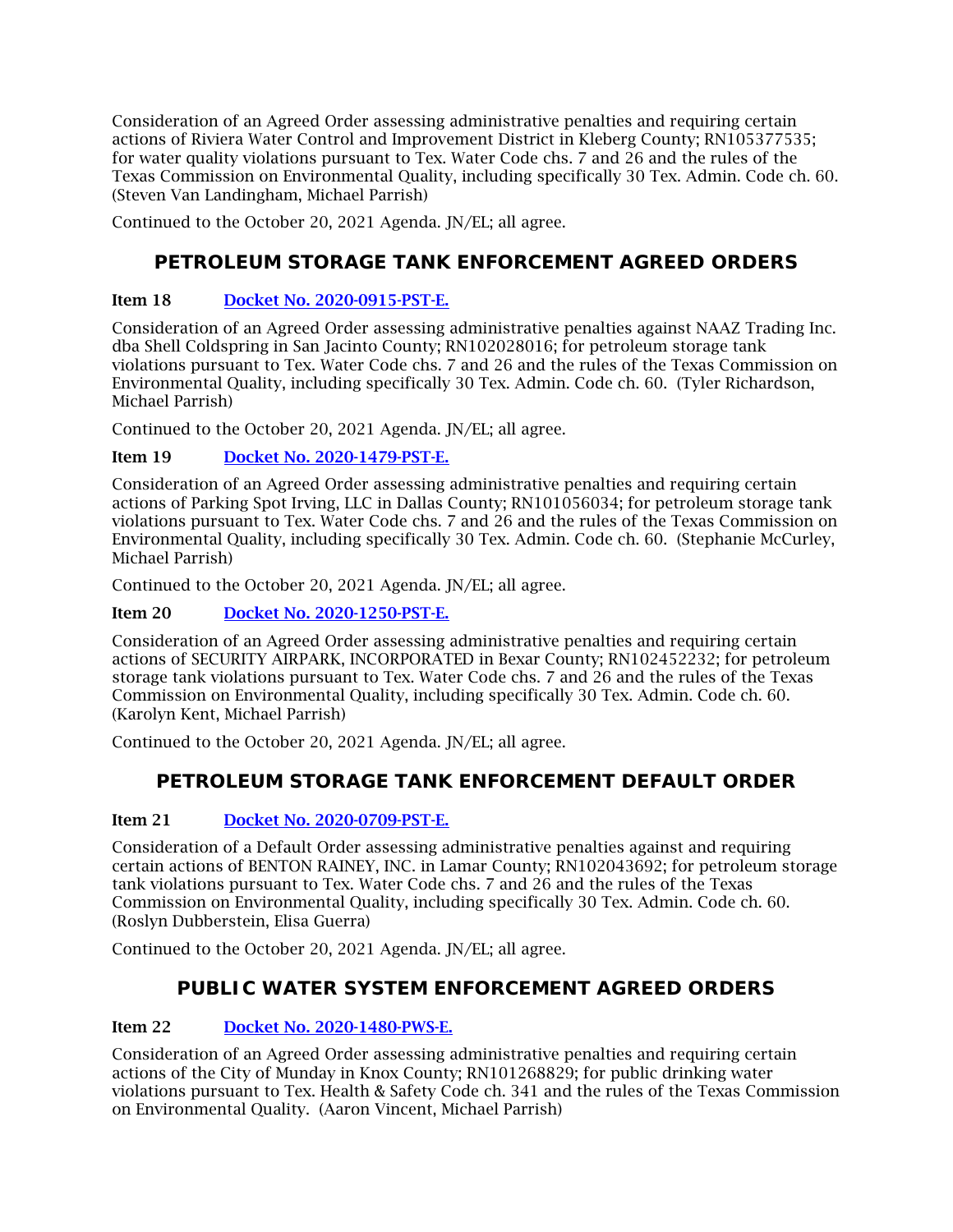Consideration of an Agreed Order assessing administrative penalties and requiring certain actions of Riviera Water Control and Improvement District in Kleberg County; RN105377535; for water quality violations pursuant to Tex. Water Code chs. 7 and 26 and the rules of the Texas Commission on Environmental Quality, including specifically 30 Tex. Admin. Code ch. 60. (Steven Van Landingham, Michael Parrish)

Continued to the October 20, 2021 Agenda. JN/EL; all agree.

## PETROLEUM STORAGE TANK ENFORCEMENT AGREED ORDERS

**Item 18** [Docket No. 2020-0915-PST-E.]

Consideration of an Agreed Order assessing administrative penalties against NAAZ Trading Inc. dba Shell Coldspring in San Jacinto County; RN102028016; for petroleum storage tank violations pursuant to Tex. Water Code chs. 7 and 26 and the rules of the Texas Commission on Environmental Quality, including specifically 30 Tex. Admin. Code ch. 60. (Tyler Richardson, Michael Parrish)

Continued to the October 20, 2021 Agenda. JN/EL; all agree.

**Item 19** [Docket No. 2020-1479-PST-E.]

Consideration of an Agreed Order assessing administrative penalties and requiring certain actions of Parking Spot Irving, LLC in Dallas County; RN101056034; for petroleum storage tank violations pursuant to Tex. Water Code chs. 7 and 26 and the rules of the Texas Commission on Environmental Quality, including specifically 30 Tex. Admin. Code ch. 60. (Stephanie McCurley, Michael Parrish)

Continued to the October 20, 2021 Agenda. JN/EL; all agree.

**Item 20** [Docket No. 2020-1250-PST-E.]

Consideration of an Agreed Order assessing administrative penalties and requiring certain actions of SECURITY AIRPARK, INCORPORATED in Bexar County; RN102452232; for petroleum storage tank violations pursuant to Tex. Water Code chs. 7 and 26 and the rules of the Texas Commission on Environmental Quality, including specifically 30 Tex. Admin. Code ch. 60. (Karolyn Kent, Michael Parrish)

Continued to the October 20, 2021 Agenda. JN/EL; all agree.

## PETROLEUM STORAGE TANK ENFORCEMENT DEFAULT ORDER

**Item 21** [Docket No. 2020-0709-PST-E.]

Consideration of a Default Order assessing administrative penalties against and requiring certain actions of BENTON RAINEY, INC. in Lamar County; RN102043692; for petroleum storage tank violations pursuant to Tex. Water Code chs. 7 and 26 and the rules of the Texas Commission on Environmental Quality, including specifically 30 Tex. Admin. Code ch. 60. (Roslyn Dubberstein, Elisa Guerra)

Continued to the October 20, 2021 Agenda. JN/EL; all agree.

## PUBLIC WATER SYSTEM ENFORCEMENT AGREED ORDERS

**Item 22** [Docket No. 2020-1480-PWS-E.]

Consideration of an Agreed Order assessing administrative penalties and requiring certain actions of the City of Munday in Knox County; RN101268829; for public drinking water violations pursuant to Tex. Health & Safety Code ch. 341 and the rules of the Texas Commission on Environmental Quality. (Aaron Vincent, Michael Parrish)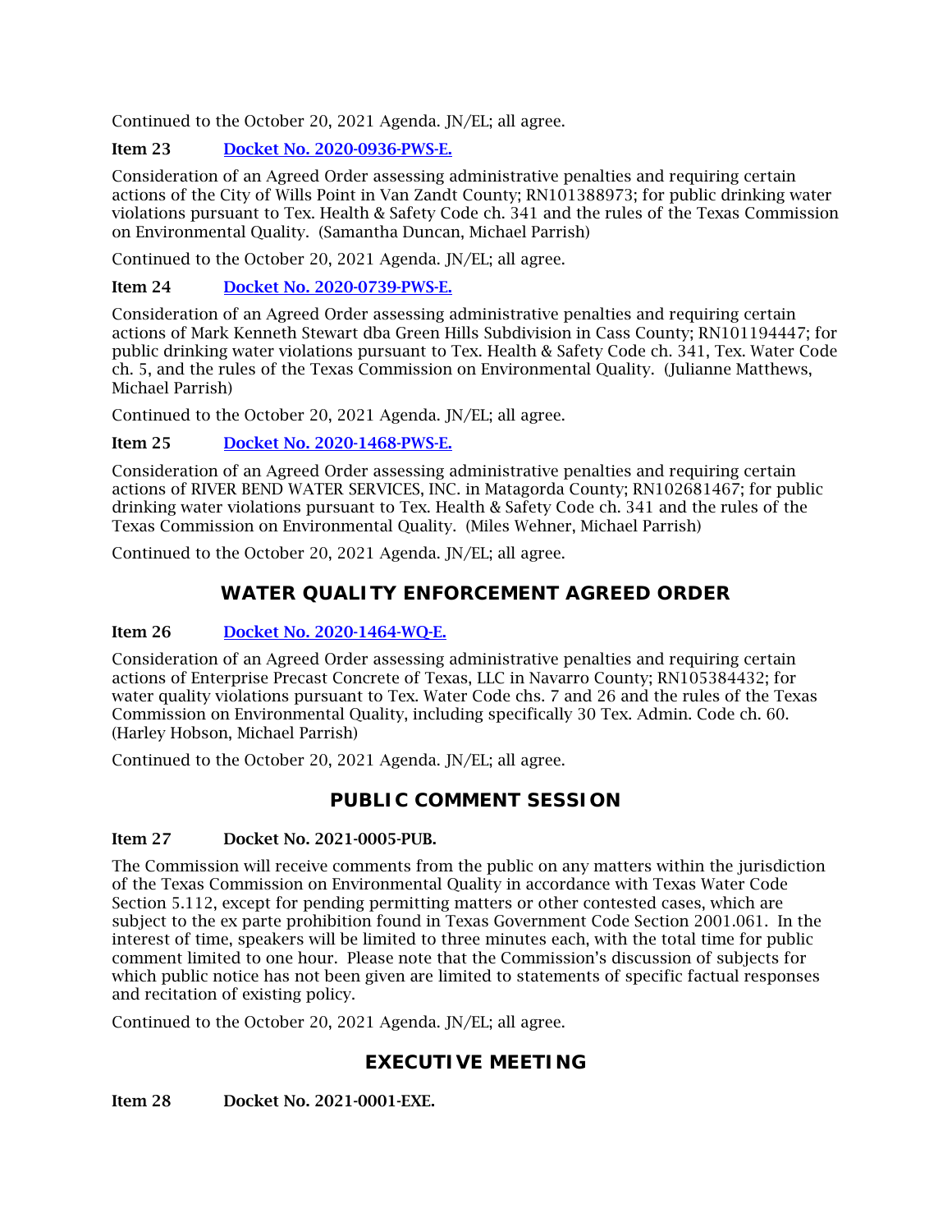Continued to the October 20, 2021 Agenda. JN/EL; all agree.

**Item 23** [Docket No. 2020-0936-PWS-E.]

Consideration of an Agreed Order assessing administrative penalties and requiring certain actions of the City of Wills Point in Van Zandt County; RN101388973; for public drinking water violations pursuant to Tex. Health & Safety Code ch. 341 and the rules of the Texas Commission on Environmental Quality. (Samantha Duncan, Michael Parrish)

Continued to the October 20, 2021 Agenda. JN/EL; all agree.

**Item 24** [Docket No. 2020-0739-PWS-E.]

Consideration of an Agreed Order assessing administrative penalties and requiring certain actions of Mark Kenneth Stewart dba Green Hills Subdivision in Cass County; RN101194447; for public drinking water violations pursuant to Tex. Health & Safety Code ch. 341, Tex. Water Code ch. 5, and the rules of the Texas Commission on Environmental Quality. (Julianne Matthews, Michael Parrish)

Continued to the October 20, 2021 Agenda. JN/EL; all agree.

**Item 25** [Docket No. 2020-1468-PWS-E.]

Consideration of an Agreed Order assessing administrative penalties and requiring certain actions of RIVER BEND WATER SERVICES, INC. in Matagorda County; RN102681467; for public drinking water violations pursuant to Tex. Health & Safety Code ch. 341 and the rules of the Texas Commission on Environmental Quality. (Miles Wehner, Michael Parrish)

Continued to the October 20, 2021 Agenda. JN/EL; all agree.

## WATER QUALITY ENFORCEMENT AGREED ORDER

**Item 26** [Docket No. 2020-1464-WQ-E.]

Consideration of an Agreed Order assessing administrative penalties and requiring certain actions of Enterprise Precast Concrete of Texas, LLC in Navarro County; RN105384432; for water quality violations pursuant to Tex. Water Code chs. 7 and 26 and the rules of the Texas Commission on Environmental Quality, including specifically 30 Tex. Admin. Code ch. 60. (Harley Hobson, Michael Parrish)

Continued to the October 20, 2021 Agenda. JN/EL; all agree.

## PUBLIC COMMENT SESSION

**Item 27** **Docket No. 2021-0005-PUB.**

The Commission will receive comments from the public on any matters within the jurisdiction of the Texas Commission on Environmental Quality in accordance with Texas Water Code Section 5.112, except for pending permitting matters or other contested cases, which are subject to the ex parte prohibition found in Texas Government Code Section 2001.061. In the interest of time, speakers will be limited to three minutes each, with the total time for public comment limited to one hour. Please note that the Commission's discussion of subjects for which public notice has not been given are limited to statements of specific factual responses and recitation of existing policy.

Continued to the October 20, 2021 Agenda. JN/EL; all agree.

## EXECUTIVE MEETING

**Item 28** **Docket No. 2021-0001-EXE.**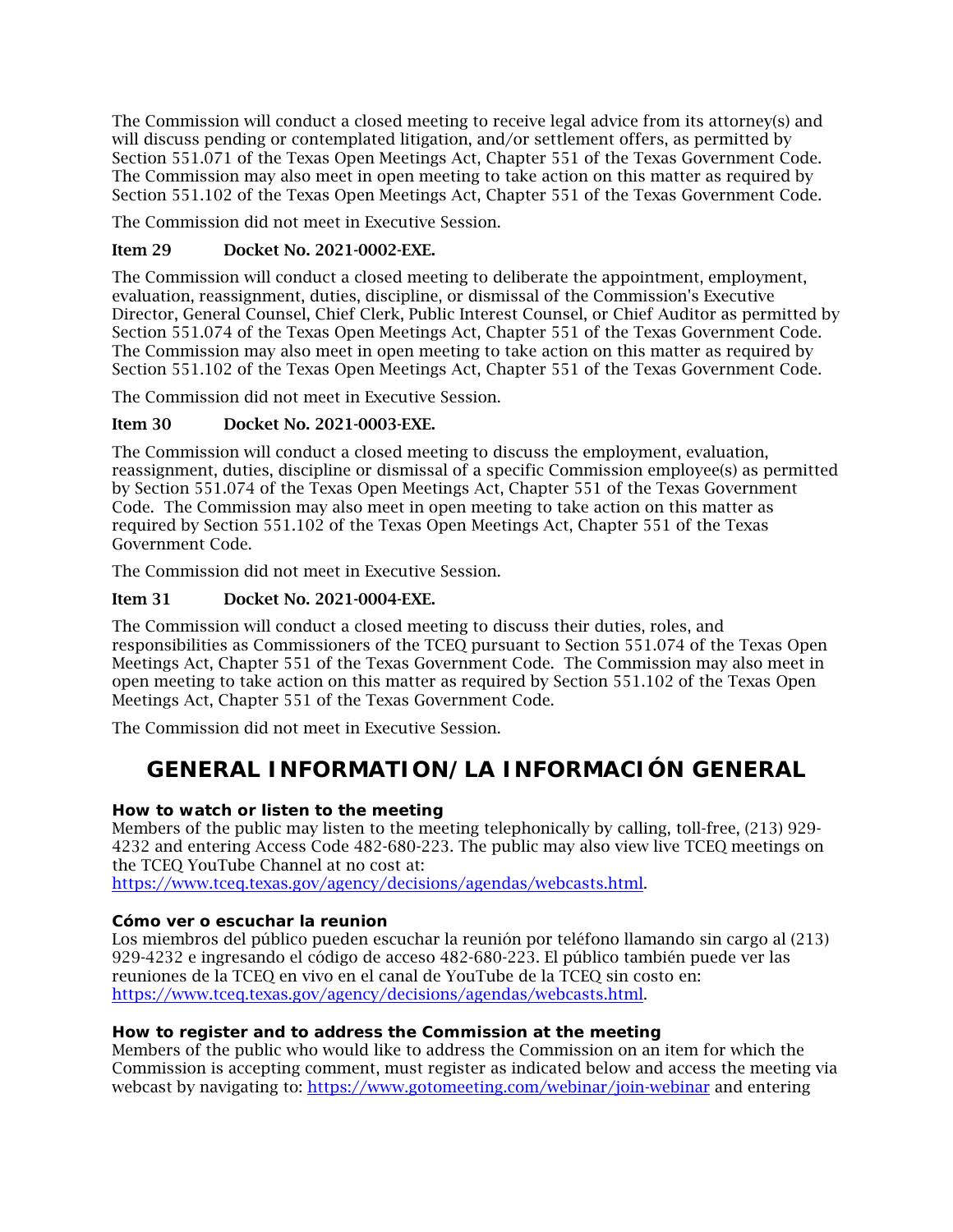The Commission will conduct a closed meeting to receive legal advice from its attorney(s) and will discuss pending or contemplated litigation, and/or settlement offers, as permitted by Section 551.071 of the Texas Open Meetings Act, Chapter 551 of the Texas Government Code. The Commission may also meet in open meeting to take action on this matter as required by Section 551.102 of the Texas Open Meetings Act, Chapter 551 of the Texas Government Code.

The Commission did not meet in Executive Session.

**Item 29 Docket No. 2021-0002-EXE.**

The Commission will conduct a closed meeting to deliberate the appointment, employment, evaluation, reassignment, duties, discipline, or dismissal of the Commission's Executive Director, General Counsel, Chief Clerk, Public Interest Counsel, or Chief Auditor as permitted by Section 551.074 of the Texas Open Meetings Act, Chapter 551 of the Texas Government Code. The Commission may also meet in open meeting to take action on this matter as required by Section 551.102 of the Texas Open Meetings Act, Chapter 551 of the Texas Government Code.

The Commission did not meet in Executive Session.

**Item 30 Docket No. 2021-0003-EXE.**

The Commission will conduct a closed meeting to discuss the employment, evaluation, reassignment, duties, discipline or dismissal of a specific Commission employee(s) as permitted by Section 551.074 of the Texas Open Meetings Act, Chapter 551 of the Texas Government Code. The Commission may also meet in open meeting to take action on this matter as required by Section 551.102 of the Texas Open Meetings Act, Chapter 551 of the Texas Government Code.

The Commission did not meet in Executive Session.

**Item 31 Docket No. 2021-0004-EXE.**

The Commission will conduct a closed meeting to discuss their duties, roles, and responsibilities as Commissioners of the TCEQ pursuant to Section 551.074 of the Texas Open Meetings Act, Chapter 551 of the Texas Government Code. The Commission may also meet in open meeting to take action on this matter as required by Section 551.102 of the Texas Open Meetings Act, Chapter 551 of the Texas Government Code.

The Commission did not meet in Executive Session.

## GENERAL INFORMATION/LA INFORMACIÓN GENERAL

**How to watch or listen to the meeting**

Members of the public may listen to the meeting telephonically by calling, toll-free, (213) 929-4232 and entering Access Code 482-680-223. The public may also view live TCEQ meetings on the TCEQ YouTube Channel at no cost at: https://www.tceq.texas.gov/agency/decisions/agendas/webcasts.html.

**Cómo ver o escuchar la reunion**

Los miembros del público pueden escuchar la reunión por teléfono llamando sin cargo al (213) 929-4232 e ingresando el código de acceso 482-680-223. El público también puede ver las reuniones de la TCEQ en vivo en el canal de YouTube de la TCEQ sin costo en: https://www.tceq.texas.gov/agency/decisions/agendas/webcasts.html.

**How to register and to address the Commission at the meeting**

Members of the public who would like to address the Commission on an item for which the Commission is accepting comment, must register as indicated below and access the meeting via webcast by navigating to: https://www.gotomeeting.com/webinar/join-webinar and entering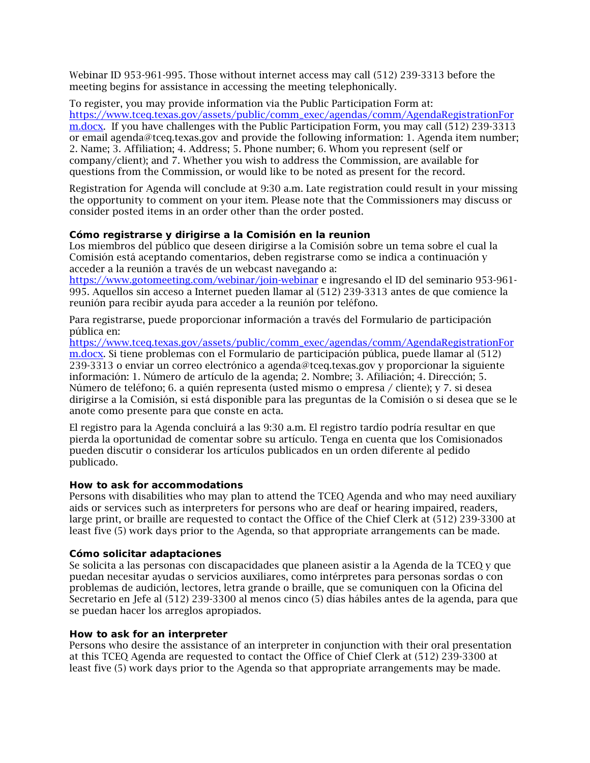Webinar ID 953-961-995. Those without internet access may call (512) 239-3313 before the meeting begins for assistance in accessing the meeting telephonically.

To register, you may provide information via the Public Participation Form at: [https://www.tceq.texas.gov/assets/public/comm_exec/agendas/comm/AgendaRegistrationForm.docx](https://www.tceq.texas.gov/assets/public/comm_exec/agendas/comm/AgendaRegistrationForm.docx). If you have challenges with the Public Participation Form, you may call (512) 239-3313 or email agenda@tceq.texas.gov and provide the following information: 1. Agenda item number; 2. Name; 3. Affiliation; 4. Address; 5. Phone number; 6. Whom you represent (self or company/client); and 7. Whether you wish to address the Commission, are available for questions from the Commission, or would like to be noted as present for the record.

Registration for Agenda will conclude at 9:30 a.m. Late registration could result in your missing the opportunity to comment on your item. Please note that the Commissioners may discuss or consider posted items in an order other than the order posted.

**Cómo registrarse y dirigirse a la Comisión en la reunion**

Los miembros del público que deseen dirigirse a la Comisión sobre un tema sobre el cual la Comisión está aceptando comentarios, deben registrarse como se indica a continuación y acceder a la reunión a través de un webcast navegando a: [https://www.gotomeeting.com/webinar/join-webinar](https://www.gotomeeting.com/webinar/join-webinar) e ingresando el ID del seminario 953-961-995. Aquellos sin acceso a Internet pueden llamar al (512) 239-3313 antes de que comience la reunión para recibir ayuda para acceder a la reunión por teléfono.

Para registrarse, puede proporcionar información a través del Formulario de participación pública en: [https://www.tceq.texas.gov/assets/public/comm_exec/agendas/comm/AgendaRegistrationForm.docx](https://www.tceq.texas.gov/assets/public/comm_exec/agendas/comm/AgendaRegistrationForm.docx). Si tiene problemas con el Formulario de participación pública, puede llamar al (512) 239-3313 o enviar un correo electrónico a agenda@tceq.texas.gov y proporcionar la siguiente información: 1. Número de artículo de la agenda; 2. Nombre; 3. Afiliación; 4. Dirección; 5. Número de teléfono; 6. a quién representa (usted mismo o empresa / cliente); y 7. si desea dirigirse a la Comisión, si está disponible para las preguntas de la Comisión o si desea que se le anote como presente para que conste en acta.

El registro para la Agenda concluirá a las 9:30 a.m. El registro tardío podría resultar en que pierda la oportunidad de comentar sobre su artículo. Tenga en cuenta que los Comisionados pueden discutir o considerar los artículos publicados en un orden diferente al pedido publicado.

**How to ask for accommodations**

Persons with disabilities who may plan to attend the TCEQ Agenda and who may need auxiliary aids or services such as interpreters for persons who are deaf or hearing impaired, readers, large print, or braille are requested to contact the Office of the Chief Clerk at (512) 239-3300 at least five (5) work days prior to the Agenda, so that appropriate arrangements can be made.

**Cómo solicitar adaptaciones**

Se solicita a las personas con discapacidades que planeen asistir a la Agenda de la TCEQ y que puedan necesitar ayudas o servicios auxiliares, como intérpretes para personas sordas o con problemas de audición, lectores, letra grande o braille, que se comuniquen con la Oficina del Secretario en Jefe al (512) 239-3300 al menos cinco (5) días hábiles antes de la agenda, para que se puedan hacer los arreglos apropiados.

**How to ask for an interpreter**

Persons who desire the assistance of an interpreter in conjunction with their oral presentation at this TCEQ Agenda are requested to contact the Office of Chief Clerk at (512) 239-3300 at least five (5) work days prior to the Agenda so that appropriate arrangements may be made.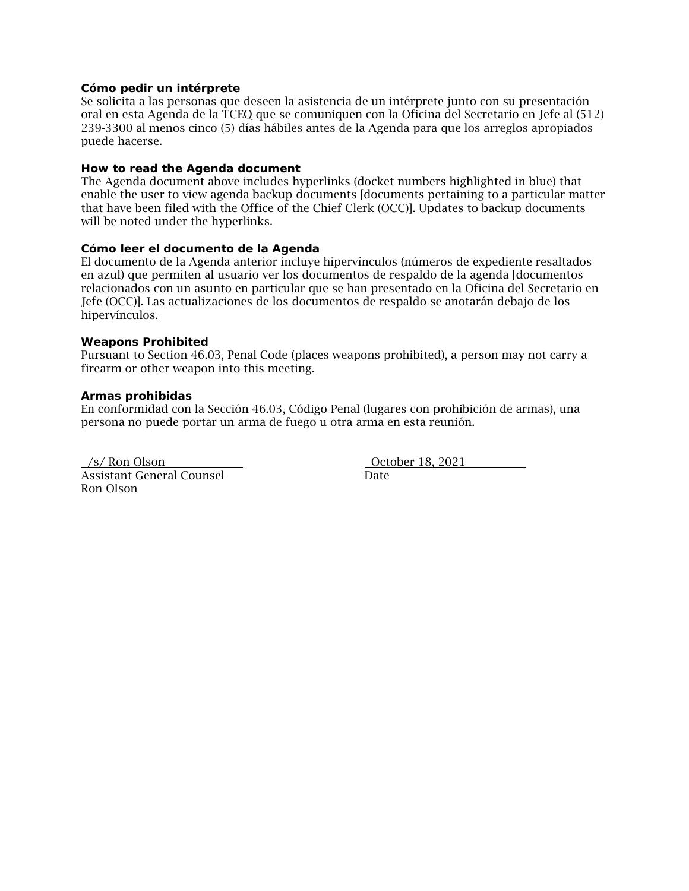**Cómo pedir un intérprete**
Se solicita a las personas que deseen la asistencia de un intérprete junto con su presentación oral en esta Agenda de la TCEQ que se comuniquen con la Oficina del Secretario en Jefe al (512) 239-3300 al menos cinco (5) días hábiles antes de la Agenda para que los arreglos apropiados puede hacerse.

**How to read the Agenda document**
The Agenda document above includes hyperlinks (docket numbers highlighted in blue) that enable the user to view agenda backup documents [documents pertaining to a particular matter that have been filed with the Office of the Chief Clerk (OCC)]. Updates to backup documents will be noted under the hyperlinks.

**Cómo leer el documento de la Agenda**
El documento de la Agenda anterior incluye hipervínculos (números de expediente resaltados en azul) que permiten al usuario ver los documentos de respaldo de la agenda [documentos relacionados con un asunto en particular que se han presentado en la Oficina del Secretario en Jefe (OCC)]. Las actualizaciones de los documentos de respaldo se anotarán debajo de los hipervínculos.

**Weapons Prohibited**
Pursuant to Section 46.03, Penal Code (places weapons prohibited), a person may not carry a firearm or other weapon into this meeting.

**Armas prohibidas**
En conformidad con la Sección 46.03, Código Penal (lugares con prohibición de armas), una persona no puede portar un arma de fuego u otra arma en esta reunión.

| | |
|---|---|
| /s/ Ron Olson | October 18, 2021 |
| Assistant General Counsel<br>Ron Olson | Date |